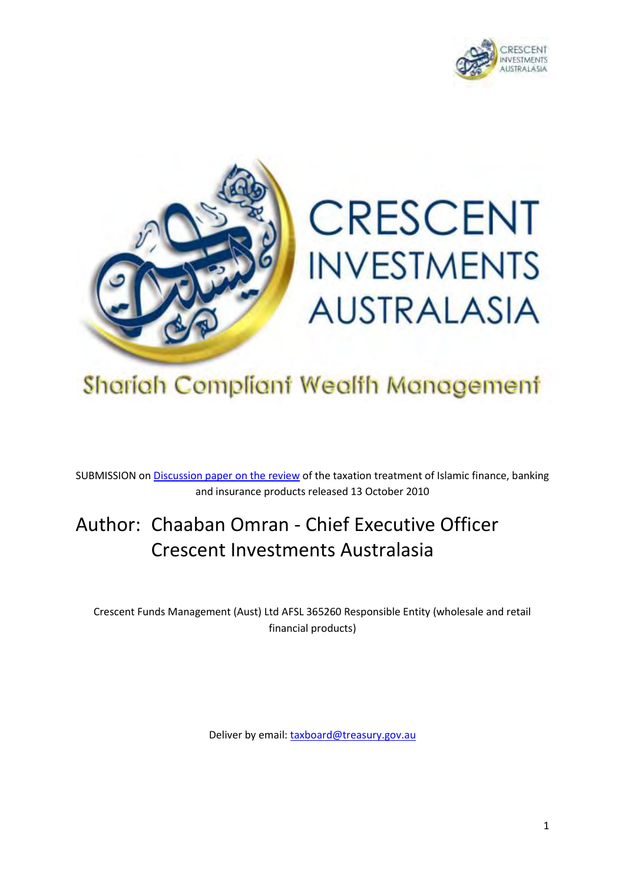CRESCENT INVESTMENTS AUSTRALASIA

# CRESCENT INVESTMENTS AUSTRALASIA

Shariah Compliant Wealth Management

SUBMISSION on [Discussion paper on the review](#) of the taxation treatment of Islamic finance, banking and insurance products released 13 October 2010

## Author: Chaaban Omran - Chief Executive Officer
## Crescent Investments Australasia

Crescent Funds Management (Aust) Ltd AFSL 365260 Responsible Entity (wholesale and retail financial products)

Deliver by email: [taxboard@treasury.gov.au](mailto:taxboard@treasury.gov.au)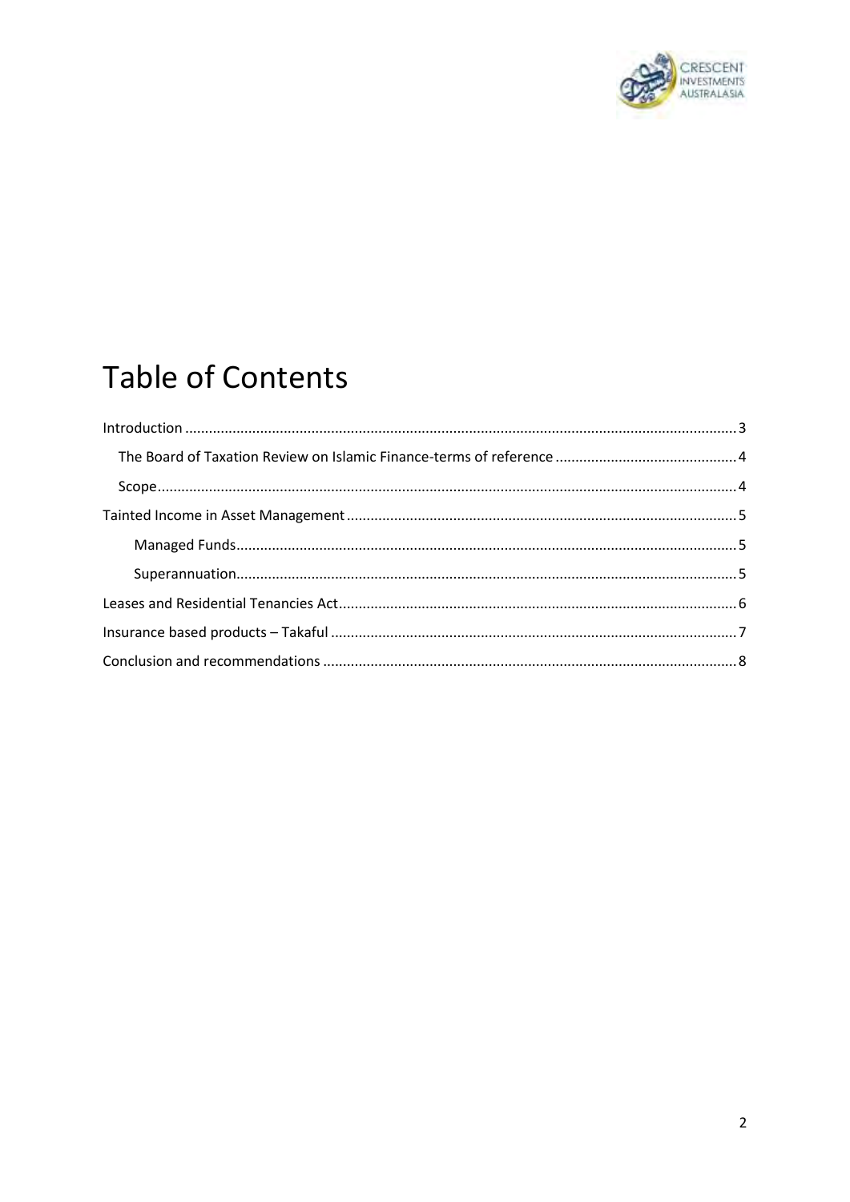# Table of Contents

Introduction ..... 3

- The Board of Taxation Review on Islamic Finance-terms of reference ..... 4
- Scope ..... 4

Tainted Income in Asset Management ..... 5

- Managed Funds ..... 5
- Superannuation ..... 5

Leases and Residential Tenancies Act ..... 6

Insurance based products – Takaful ..... 7

Conclusion and recommendations ..... 8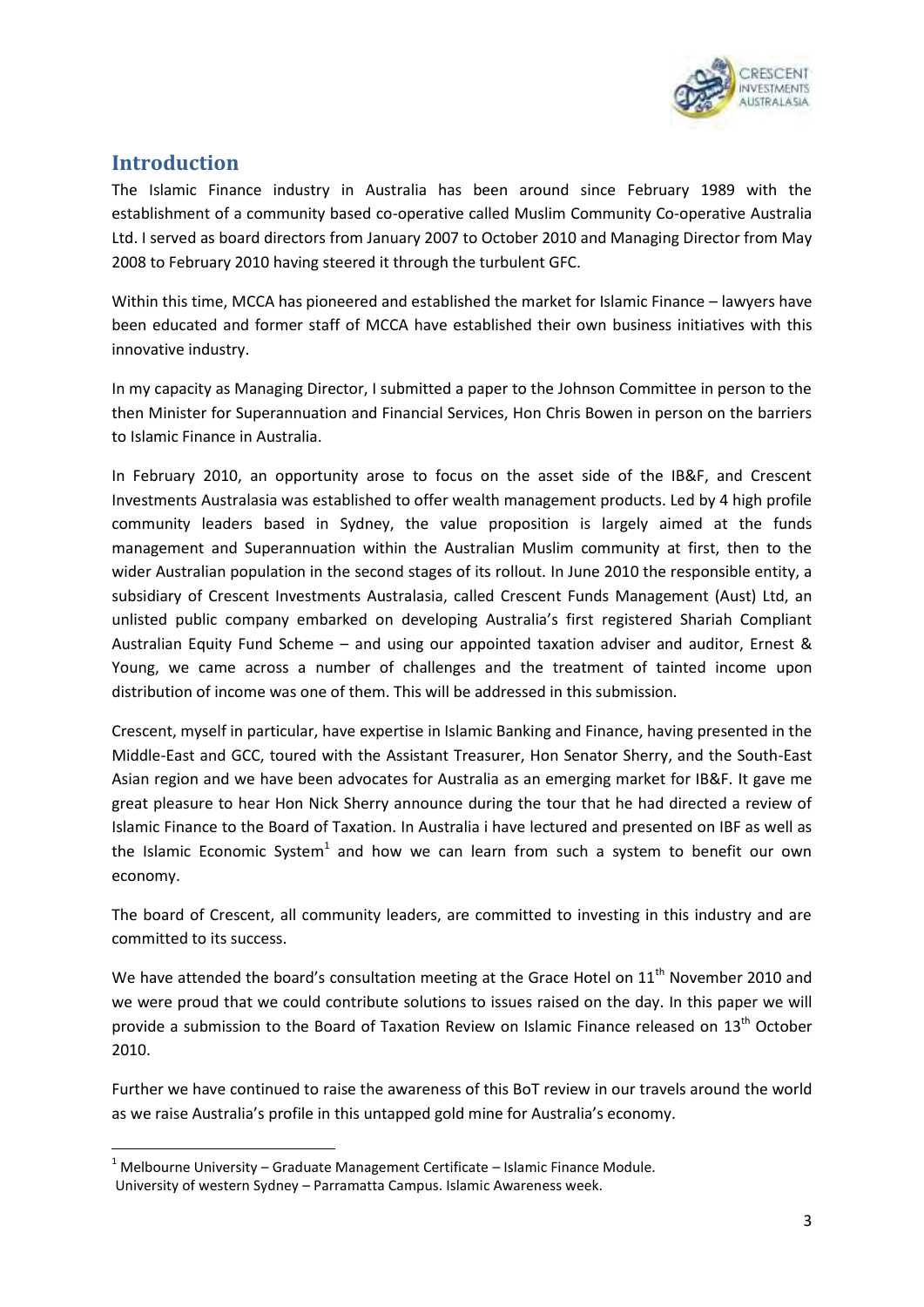## Introduction

The Islamic Finance industry in Australia has been around since February 1989 with the establishment of a community based co-operative called Muslim Community Co-operative Australia Ltd. I served as board directors from January 2007 to October 2010 and Managing Director from May 2008 to February 2010 having steered it through the turbulent GFC.

Within this time, MCCA has pioneered and established the market for Islamic Finance – lawyers have been educated and former staff of MCCA have established their own business initiatives with this innovative industry.

In my capacity as Managing Director, I submitted a paper to the Johnson Committee in person to the then Minister for Superannuation and Financial Services, Hon Chris Bowen in person on the barriers to Islamic Finance in Australia.

In February 2010, an opportunity arose to focus on the asset side of the IB&F, and Crescent Investments Australasia was established to offer wealth management products. Led by 4 high profile community leaders based in Sydney, the value proposition is largely aimed at the funds management and Superannuation within the Australian Muslim community at first, then to the wider Australian population in the second stages of its rollout. In June 2010 the responsible entity, a subsidiary of Crescent Investments Australasia, called Crescent Funds Management (Aust) Ltd, an unlisted public company embarked on developing Australia's first registered Shariah Compliant Australian Equity Fund Scheme – and using our appointed taxation adviser and auditor, Ernest & Young, we came across a number of challenges and the treatment of tainted income upon distribution of income was one of them. This will be addressed in this submission.

Crescent, myself in particular, have expertise in Islamic Banking and Finance, having presented in the Middle-East and GCC, toured with the Assistant Treasurer, Hon Senator Sherry, and the South-East Asian region and we have been advocates for Australia as an emerging market for IB&F. It gave me great pleasure to hear Hon Nick Sherry announce during the tour that he had directed a review of Islamic Finance to the Board of Taxation. In Australia i have lectured and presented on IBF as well as the Islamic Economic System[1] and how we can learn from such a system to benefit our own economy.

The board of Crescent, all community leaders, are committed to investing in this industry and are committed to its success.

We have attended the board's consultation meeting at the Grace Hotel on 11th November 2010 and we were proud that we could contribute solutions to issues raised on the day. In this paper we will provide a submission to the Board of Taxation Review on Islamic Finance released on 13th October 2010.

Further we have continued to raise the awareness of this BoT review in our travels around the world as we raise Australia's profile in this untapped gold mine for Australia's economy.

---

[1] Melbourne University – Graduate Management Certificate – Islamic Finance Module.
University of western Sydney – Parramatta Campus. Islamic Awareness week.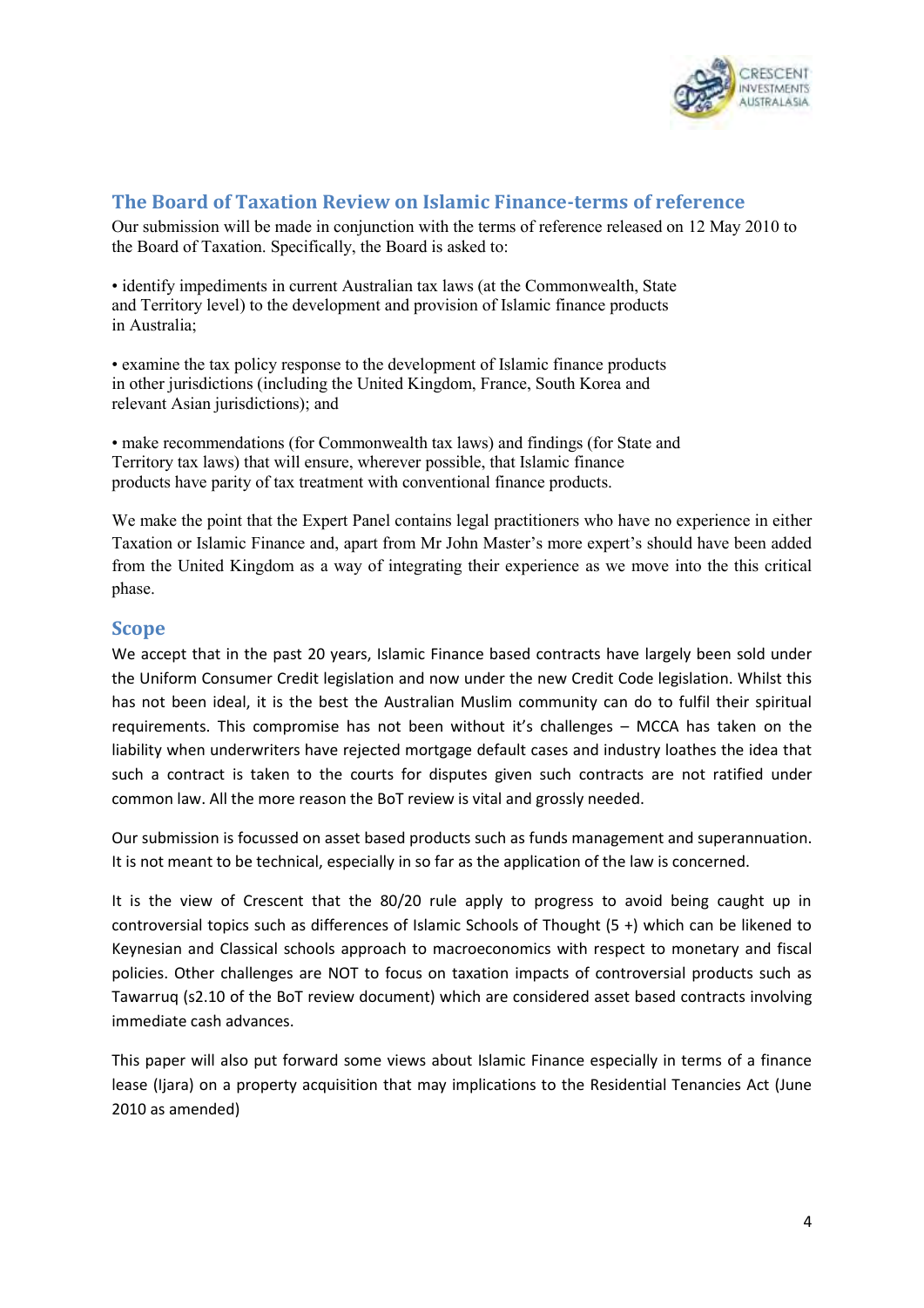## The Board of Taxation Review on Islamic Finance-terms of reference

Our submission will be made in conjunction with the terms of reference released on 12 May 2010 to the Board of Taxation. Specifically, the Board is asked to:

• identify impediments in current Australian tax laws (at the Commonwealth, State and Territory level) to the development and provision of Islamic finance products in Australia;

• examine the tax policy response to the development of Islamic finance products in other jurisdictions (including the United Kingdom, France, South Korea and relevant Asian jurisdictions); and

• make recommendations (for Commonwealth tax laws) and findings (for State and Territory tax laws) that will ensure, wherever possible, that Islamic finance products have parity of tax treatment with conventional finance products.

We make the point that the Expert Panel contains legal practitioners who have no experience in either Taxation or Islamic Finance and, apart from Mr John Master's more expert's should have been added from the United Kingdom as a way of integrating their experience as we move into the this critical phase.

## Scope

We accept that in the past 20 years, Islamic Finance based contracts have largely been sold under the Uniform Consumer Credit legislation and now under the new Credit Code legislation. Whilst this has not been ideal, it is the best the Australian Muslim community can do to fulfil their spiritual requirements. This compromise has not been without it's challenges – MCCA has taken on the liability when underwriters have rejected mortgage default cases and industry loathes the idea that such a contract is taken to the courts for disputes given such contracts are not ratified under common law. All the more reason the BoT review is vital and grossly needed.

Our submission is focussed on asset based products such as funds management and superannuation. It is not meant to be technical, especially in so far as the application of the law is concerned.

It is the view of Crescent that the 80/20 rule apply to progress to avoid being caught up in controversial topics such as differences of Islamic Schools of Thought (5 +) which can be likened to Keynesian and Classical schools approach to macroeconomics with respect to monetary and fiscal policies. Other challenges are NOT to focus on taxation impacts of controversial products such as Tawarruq (s2.10 of the BoT review document) which are considered asset based contracts involving immediate cash advances.

This paper will also put forward some views about Islamic Finance especially in terms of a finance lease (Ijara) on a property acquisition that may implications to the Residential Tenancies Act (June 2010 as amended)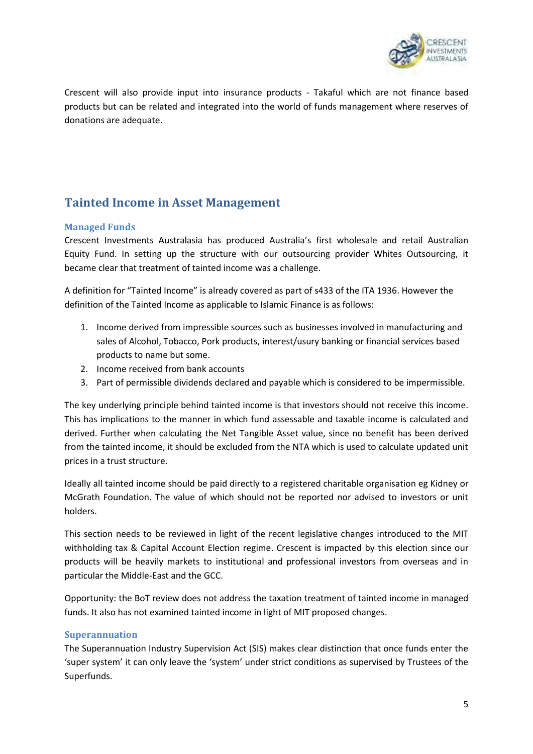Crescent will also provide input into insurance products - Takaful which are not finance based products but can be related and integrated into the world of funds management where reserves of donations are adequate.

## Tainted Income in Asset Management

### Managed Funds

Crescent Investments Australasia has produced Australia's first wholesale and retail Australian Equity Fund. In setting up the structure with our outsourcing provider Whites Outsourcing, it became clear that treatment of tainted income was a challenge.

A definition for "Tainted Income" is already covered as part of s433 of the ITA 1936. However the definition of the Tainted Income as applicable to Islamic Finance is as follows:

1. Income derived from impressible sources such as businesses involved in manufacturing and sales of Alcohol, Tobacco, Pork products, interest/usury banking or financial services based products to name but some.
2. Income received from bank accounts
3. Part of permissible dividends declared and payable which is considered to be impermissible.

The key underlying principle behind tainted income is that investors should not receive this income. This has implications to the manner in which fund assessable and taxable income is calculated and derived. Further when calculating the Net Tangible Asset value, since no benefit has been derived from the tainted income, it should be excluded from the NTA which is used to calculate updated unit prices in a trust structure.

Ideally all tainted income should be paid directly to a registered charitable organisation eg Kidney or McGrath Foundation. The value of which should not be reported nor advised to investors or unit holders.

This section needs to be reviewed in light of the recent legislative changes introduced to the MIT withholding tax & Capital Account Election regime. Crescent is impacted by this election since our products will be heavily markets to institutional and professional investors from overseas and in particular the Middle-East and the GCC.

Opportunity: the BoT review does not address the taxation treatment of tainted income in managed funds. It also has not examined tainted income in light of MIT proposed changes.

### Superannuation

The Superannuation Industry Supervision Act (SIS) makes clear distinction that once funds enter the 'super system' it can only leave the 'system' under strict conditions as supervised by Trustees of the Superfunds.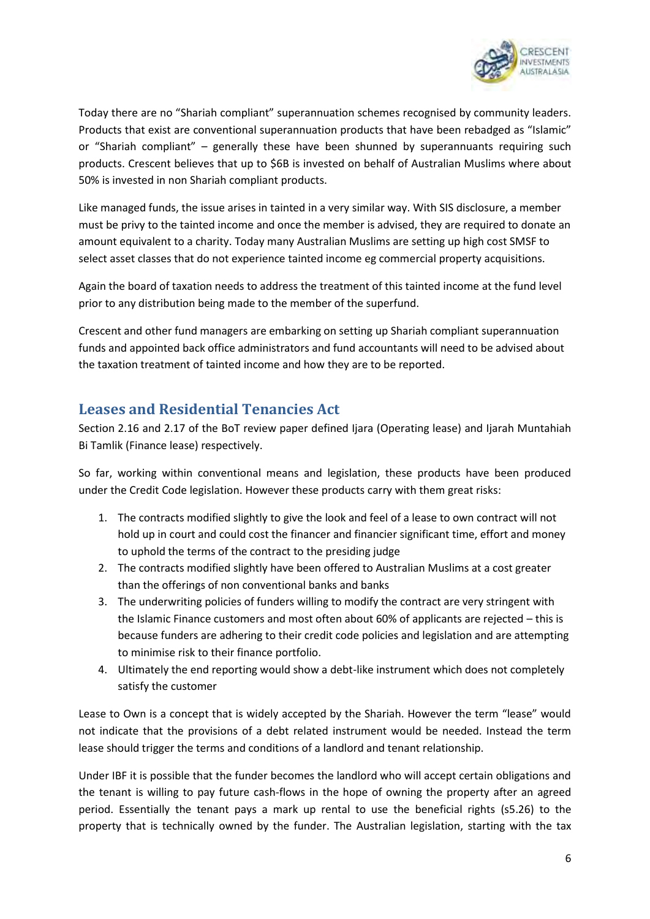Today there are no "Shariah compliant" superannuation schemes recognised by community leaders. Products that exist are conventional superannuation products that have been rebadged as "Islamic" or "Shariah compliant" – generally these have been shunned by superannuants requiring such products. Crescent believes that up to $6B is invested on behalf of Australian Muslims where about 50% is invested in non Shariah compliant products.

Like managed funds, the issue arises in tainted in a very similar way. With SIS disclosure, a member must be privy to the tainted income and once the member is advised, they are required to donate an amount equivalent to a charity. Today many Australian Muslims are setting up high cost SMSF to select asset classes that do not experience tainted income eg commercial property acquisitions.

Again the board of taxation needs to address the treatment of this tainted income at the fund level prior to any distribution being made to the member of the superfund.

Crescent and other fund managers are embarking on setting up Shariah compliant superannuation funds and appointed back office administrators and fund accountants will need to be advised about the taxation treatment of tainted income and how they are to be reported.

## Leases and Residential Tenancies Act

Section 2.16 and 2.17 of the BoT review paper defined Ijara (Operating lease) and Ijarah Muntahiah Bi Tamlik (Finance lease) respectively.

So far, working within conventional means and legislation, these products have been produced under the Credit Code legislation. However these products carry with them great risks:

1. The contracts modified slightly to give the look and feel of a lease to own contract will not hold up in court and could cost the financer and financier significant time, effort and money to uphold the terms of the contract to the presiding judge
2. The contracts modified slightly have been offered to Australian Muslims at a cost greater than the offerings of non conventional banks and banks
3. The underwriting policies of funders willing to modify the contract are very stringent with the Islamic Finance customers and most often about 60% of applicants are rejected – this is because funders are adhering to their credit code policies and legislation and are attempting to minimise risk to their finance portfolio.
4. Ultimately the end reporting would show a debt-like instrument which does not completely satisfy the customer

Lease to Own is a concept that is widely accepted by the Shariah. However the term "lease" would not indicate that the provisions of a debt related instrument would be needed. Instead the term lease should trigger the terms and conditions of a landlord and tenant relationship.

Under IBF it is possible that the funder becomes the landlord who will accept certain obligations and the tenant is willing to pay future cash-flows in the hope of owning the property after an agreed period. Essentially the tenant pays a mark up rental to use the beneficial rights (s5.26) to the property that is technically owned by the funder. The Australian legislation, starting with the tax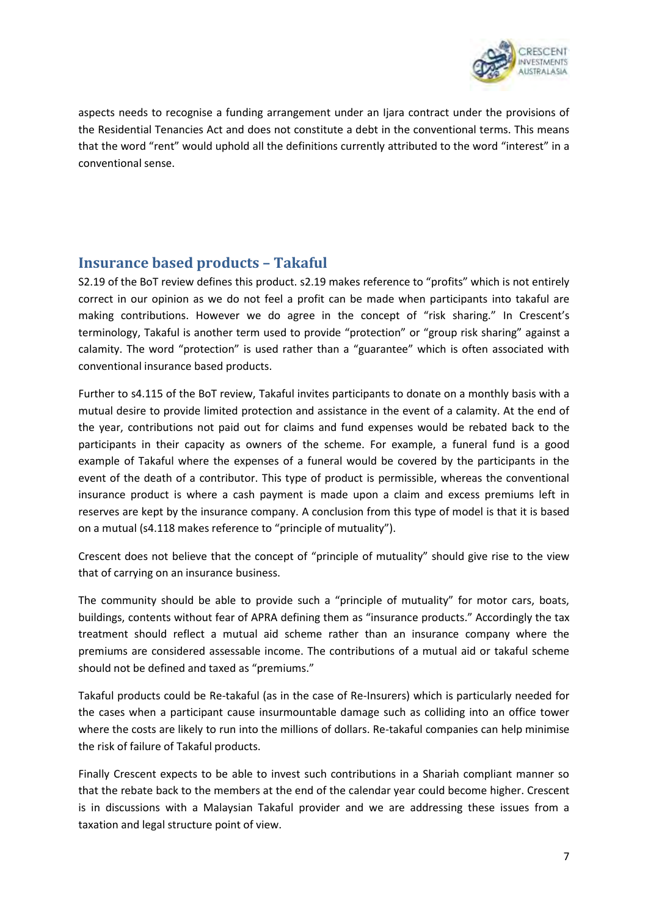aspects needs to recognise a funding arrangement under an Ijara contract under the provisions of the Residential Tenancies Act and does not constitute a debt in the conventional terms. This means that the word "rent" would uphold all the definitions currently attributed to the word "interest" in a conventional sense.

## Insurance based products – Takaful

S2.19 of the BoT review defines this product. s2.19 makes reference to "profits" which is not entirely correct in our opinion as we do not feel a profit can be made when participants into takaful are making contributions. However we do agree in the concept of "risk sharing." In Crescent's terminology, Takaful is another term used to provide "protection" or "group risk sharing" against a calamity. The word "protection" is used rather than a "guarantee" which is often associated with conventional insurance based products.

Further to s4.115 of the BoT review, Takaful invites participants to donate on a monthly basis with a mutual desire to provide limited protection and assistance in the event of a calamity. At the end of the year, contributions not paid out for claims and fund expenses would be rebated back to the participants in their capacity as owners of the scheme. For example, a funeral fund is a good example of Takaful where the expenses of a funeral would be covered by the participants in the event of the death of a contributor. This type of product is permissible, whereas the conventional insurance product is where a cash payment is made upon a claim and excess premiums left in reserves are kept by the insurance company. A conclusion from this type of model is that it is based on a mutual (s4.118 makes reference to "principle of mutuality").

Crescent does not believe that the concept of "principle of mutuality" should give rise to the view that of carrying on an insurance business.

The community should be able to provide such a "principle of mutuality" for motor cars, boats, buildings, contents without fear of APRA defining them as "insurance products." Accordingly the tax treatment should reflect a mutual aid scheme rather than an insurance company where the premiums are considered assessable income. The contributions of a mutual aid or takaful scheme should not be defined and taxed as "premiums."

Takaful products could be Re-takaful (as in the case of Re-Insurers) which is particularly needed for the cases when a participant cause insurmountable damage such as colliding into an office tower where the costs are likely to run into the millions of dollars. Re-takaful companies can help minimise the risk of failure of Takaful products.

Finally Crescent expects to be able to invest such contributions in a Shariah compliant manner so that the rebate back to the members at the end of the calendar year could become higher. Crescent is in discussions with a Malaysian Takaful provider and we are addressing these issues from a taxation and legal structure point of view.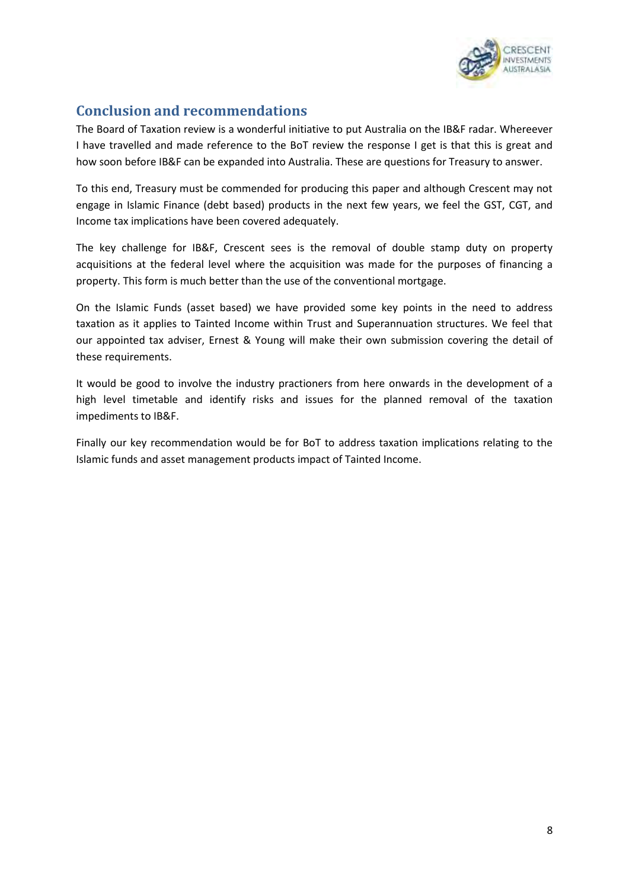## Conclusion and recommendations

The Board of Taxation review is a wonderful initiative to put Australia on the IB&F radar. Whereever I have travelled and made reference to the BoT review the response I get is that this is great and how soon before IB&F can be expanded into Australia. These are questions for Treasury to answer.

To this end, Treasury must be commended for producing this paper and although Crescent may not engage in Islamic Finance (debt based) products in the next few years, we feel the GST, CGT, and Income tax implications have been covered adequately.

The key challenge for IB&F, Crescent sees is the removal of double stamp duty on property acquisitions at the federal level where the acquisition was made for the purposes of financing a property. This form is much better than the use of the conventional mortgage.

On the Islamic Funds (asset based) we have provided some key points in the need to address taxation as it applies to Tainted Income within Trust and Superannuation structures. We feel that our appointed tax adviser, Ernest & Young will make their own submission covering the detail of these requirements.

It would be good to involve the industry practioners from here onwards in the development of a high level timetable and identify risks and issues for the planned removal of the taxation impediments to IB&F.

Finally our key recommendation would be for BoT to address taxation implications relating to the Islamic funds and asset management products impact of Tainted Income.